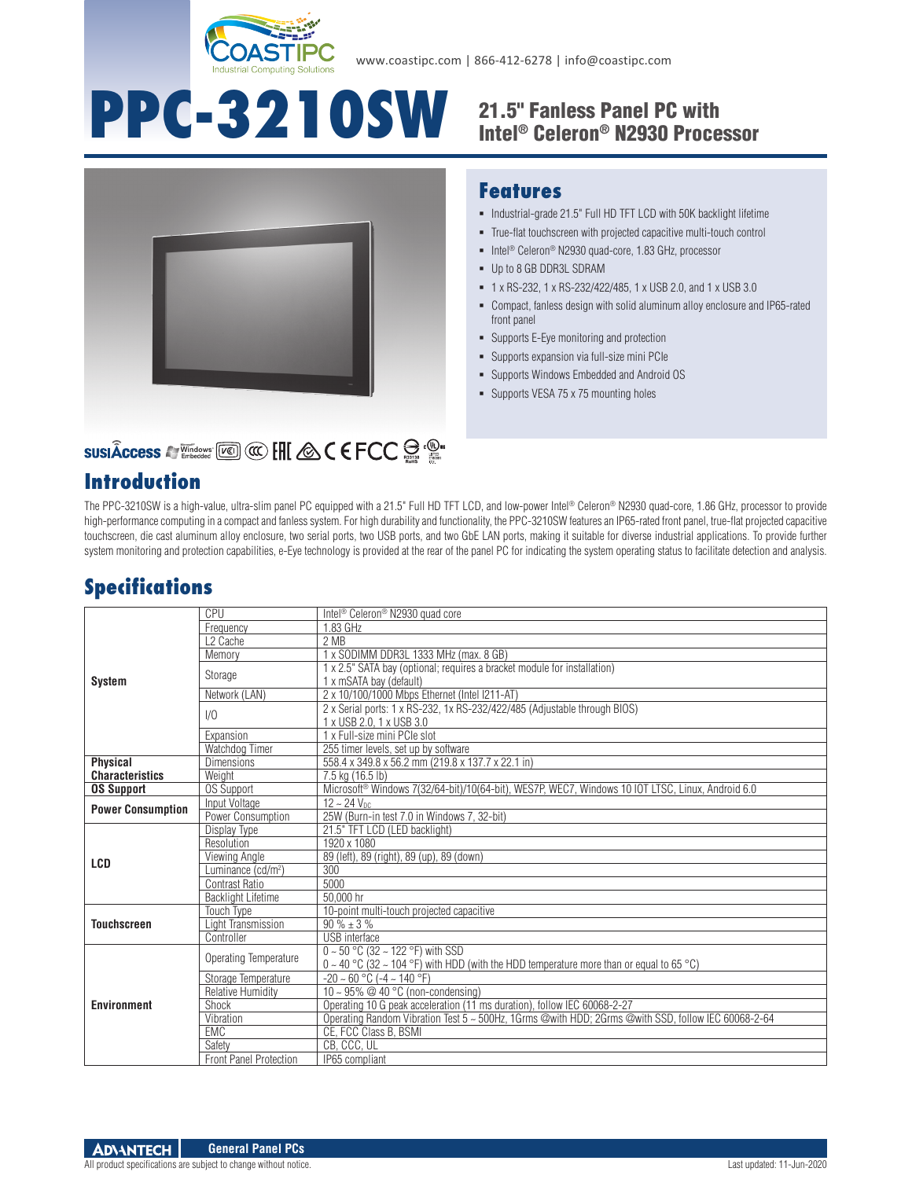www.coastipc.com | 866-412-6278 | info@coastipc.com

# PPC-3210SW

## 21.5" Fanless Panel PC with Intel® Celeron® N2930 Processor

## Features

- Industrial-grade 21.5" Full HD TFT LCD with 50K backlight lifetime
- True-flat touchscreen with projected capacitive multi-touch control
- Intel® Celeron® N2930 quad-core, 1.83 GHz, processor
- Up to 8 GB DDR3L SDRAM
- 1 x RS-232, 1 x RS-232/422/485, 1 x USB 2.0, and 1 x USB 3.0
- Compact, fanless design with solid aluminum alloy enclosure and IP65-rated front panel
- Supports E-Eye monitoring and protection
- Supports expansion via full-size mini PCIe
- Supports Windows Embedded and Android OS
- Supports VESA 75 x 75 mounting holes

## Introduction

The PPC-3210SW is a high-value, ultra-slim panel PC equipped with a 21.5" Full HD TFT LCD, and low-power Intel® Celeron® N2930 quad-core, 1.86 GHz, processor to provide high-performance computing in a compact and fanless system. For high durability and functionality, the PPC-3210SW features an IP65-rated front panel, true-flat projected capacitive touchscreen, die cast aluminum alloy enclosure, two serial ports, two USB ports, and two GbE LAN ports, making it suitable for diverse industrial applications. To provide further system monitoring and protection capabilities, e-Eye technology is provided at the rear of the panel PC for indicating the system operating status to facilitate detection and analysis.

## Specifications

| | | |
|---|---|---|
| **System** | CPU | Intel® Celeron® N2930 quad core |
| | Frequency | 1.83 GHz |
| | L2 Cache | 2 MB |
| | Memory | 1 x SODIMM DDR3L 1333 MHz (max. 8 GB) |
| | Storage | 1 x 2.5" SATA bay (optional; requires a bracket module for installation)<br>1 x mSATA bay (default) |
| | Network (LAN) | 2 x 10/100/1000 Mbps Ethernet (Intel I211-AT) |
| | I/O | 2 x Serial ports: 1 x RS-232, 1x RS-232/422/485 (Adjustable through BIOS)<br>1 x USB 2.0, 1 x USB 3.0 |
| | Expansion | 1 x Full-size mini PCIe slot |
| | Watchdog Timer | 255 timer levels, set up by software |
| **Physical Characteristics** | Dimensions | 558.4 x 349.8 x 56.2 mm (219.8 x 137.7 x 22.1 in) |
| | Weight | 7.5 kg (16.5 lb) |
| **OS Support** | OS Support | Microsoft® Windows 7(32/64-bit)/10(64-bit), WES7P, WEC7, Windows 10 IOT LTSC, Linux, Android 6.0 |
| **Power Consumption** | Input Voltage | 12 ~ 24 $V_{DC}$ |
| | Power Consumption | 25W (Burn-in test 7.0 in Windows 7, 32-bit) |
| **LCD** | Display Type | 21.5" TFT LCD (LED backlight) |
| | Resolution | 1920 x 1080 |
| | Viewing Angle | 89 (left), 89 (right), 89 (up), 89 (down) |
| | Luminance (cd/m²) | 300 |
| | Contrast Ratio | 5000 |
| | Backlight Lifetime | 50,000 hr |
| **Touchscreen** | Touch Type | 10-point multi-touch projected capacitive |
| | Light Transmission | 90 % ± 3 % |
| | Controller | USB interface |
| **Environment** | Operating Temperature | 0 ~ 50 °C (32 ~ 122 °F) with SSD<br>0 ~ 40 °C (32 ~ 104 °F) with HDD (with the HDD temperature more than or equal to 65 °C) |
| | Storage Temperature | -20 ~ 60 °C (-4 ~ 140 °F) |
| | Relative Humidity | 10 ~ 95% @ 40 °C (non-condensing) |
| | Shock | Operating 10 G peak acceleration (11 ms duration), follow IEC 60068-2-27 |
| | Vibration | Operating Random Vibration Test 5 ~ 500Hz, 1Grms @with HDD; 2Grms @with SSD, follow IEC 60068-2-64 |
| | EMC | CE, FCC Class B, BSMI |
| | Safety | CB, CCC, UL |
| | Front Panel Protection | IP65 compliant |

General Panel PCs

All product specifications are subject to change without notice. Last updated: 11-Jun-2020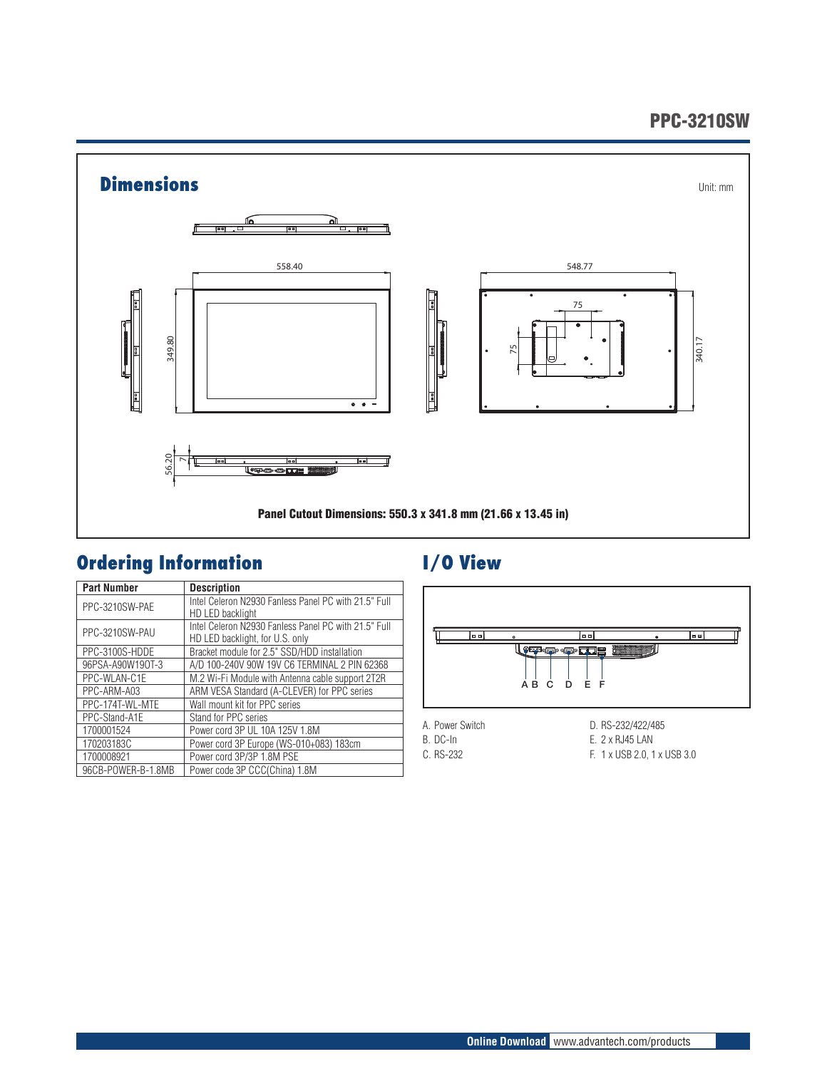## Dimensions

Unit: mm

558.40

548.77

75

75

349.80

340.17

56.20

7

**Panel Cutout Dimensions: 550.3 x 341.8 mm (21.66 x 13.45 in)**

## Ordering Information

| Part Number | Description |
|---|---|
| PPC-3210SW-PAE | Intel Celeron N2930 Fanless Panel PC with 21.5" Full HD LED backlight |
| PPC-3210SW-PAU | Intel Celeron N2930 Fanless Panel PC with 21.5" Full HD LED backlight, for U.S. only |
| PPC-3100S-HDDE | Bracket module for 2.5" SSD/HDD installation |
| 96PSA-A90W19OT-3 | A/D 100-240V 90W 19V C6 TERMINAL 2 PIN 62368 |
| PPC-WLAN-C1E | M.2 Wi-Fi Module with Antenna cable support 2T2R |
| PPC-ARM-A03 | ARM VESA Standard (A-CLEVER) for PPC series |
| PPC-174T-WL-MTE | Wall mount kit for PPC series |
| PPC-Stand-A1E | Stand for PPC series |
| 1700001524 | Power cord 3P UL 10A 125V 1.8M |
| 170203183C | Power cord 3P Europe (WS-010+083) 183cm |
| 1700008921 | Power cord 3P/3P 1.8M PSE |
| 96CB-POWER-B-1.8MB | Power code 3P CCC(China) 1.8M |

## I/O View

A B C D E F

A. Power Switch
B. DC-In
C. RS-232
D. RS-232/422/485
E. 2 x RJ45 LAN
F. 1 x USB 2.0, 1 x USB 3.0

**Online Download** www.advantech.com/products